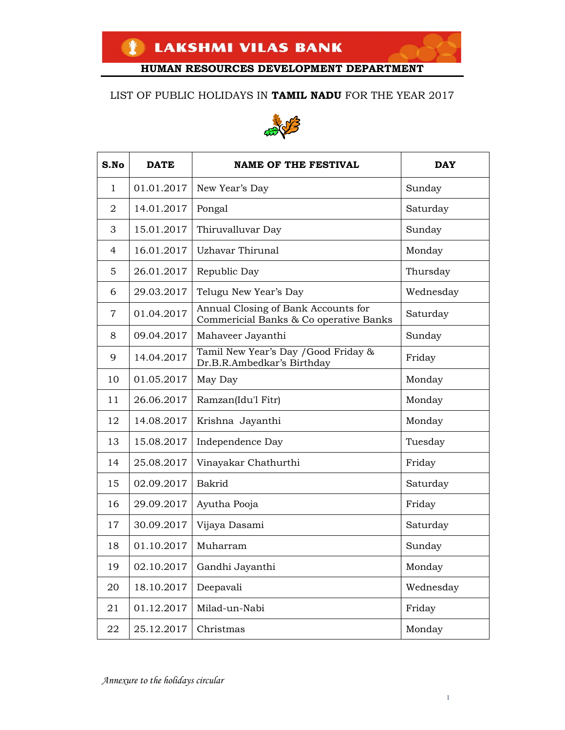# LAKSHMI VILAS BANK

## HUMAN RESOURCES DEVELOPMENT DEPARTMENT

LIST OF PUBLIC HOLIDAYS IN **TAMIL NADU** FOR THE YEAR 2017

| S.No | DATE | NAME OF THE FESTIVAL | DAY |
|---|---|---|---|
| 1 | 01.01.2017 | New Year's Day | Sunday |
| 2 | 14.01.2017 | Pongal | Saturday |
| 3 | 15.01.2017 | Thiruvalluvar Day | Sunday |
| 4 | 16.01.2017 | Uzhavar Thirunal | Monday |
| 5 | 26.01.2017 | Republic Day | Thursday |
| 6 | 29.03.2017 | Telugu New Year's Day | Wednesday |
| 7 | 01.04.2017 | Annual Closing of Bank Accounts for Commericial Banks & Co operative Banks | Saturday |
| 8 | 09.04.2017 | Mahaveer Jayanthi | Sunday |
| 9 | 14.04.2017 | Tamil New Year's Day /Good Friday & Dr.B.R.Ambedkar's Birthday | Friday |
| 10 | 01.05.2017 | May Day | Monday |
| 11 | 26.06.2017 | Ramzan(Idu'l Fitr) | Monday |
| 12 | 14.08.2017 | Krishna Jayanthi | Monday |
| 13 | 15.08.2017 | Independence Day | Tuesday |
| 14 | 25.08.2017 | Vinayakar Chathurthi | Friday |
| 15 | 02.09.2017 | Bakrid | Saturday |
| 16 | 29.09.2017 | Ayutha Pooja | Friday |
| 17 | 30.09.2017 | Vijaya Dasami | Saturday |
| 18 | 01.10.2017 | Muharram | Sunday |
| 19 | 02.10.2017 | Gandhi Jayanthi | Monday |
| 20 | 18.10.2017 | Deepavali | Wednesday |
| 21 | 01.12.2017 | Milad-un-Nabi | Friday |
| 22 | 25.12.2017 | Christmas | Monday |

*Annexure to the holidays circular*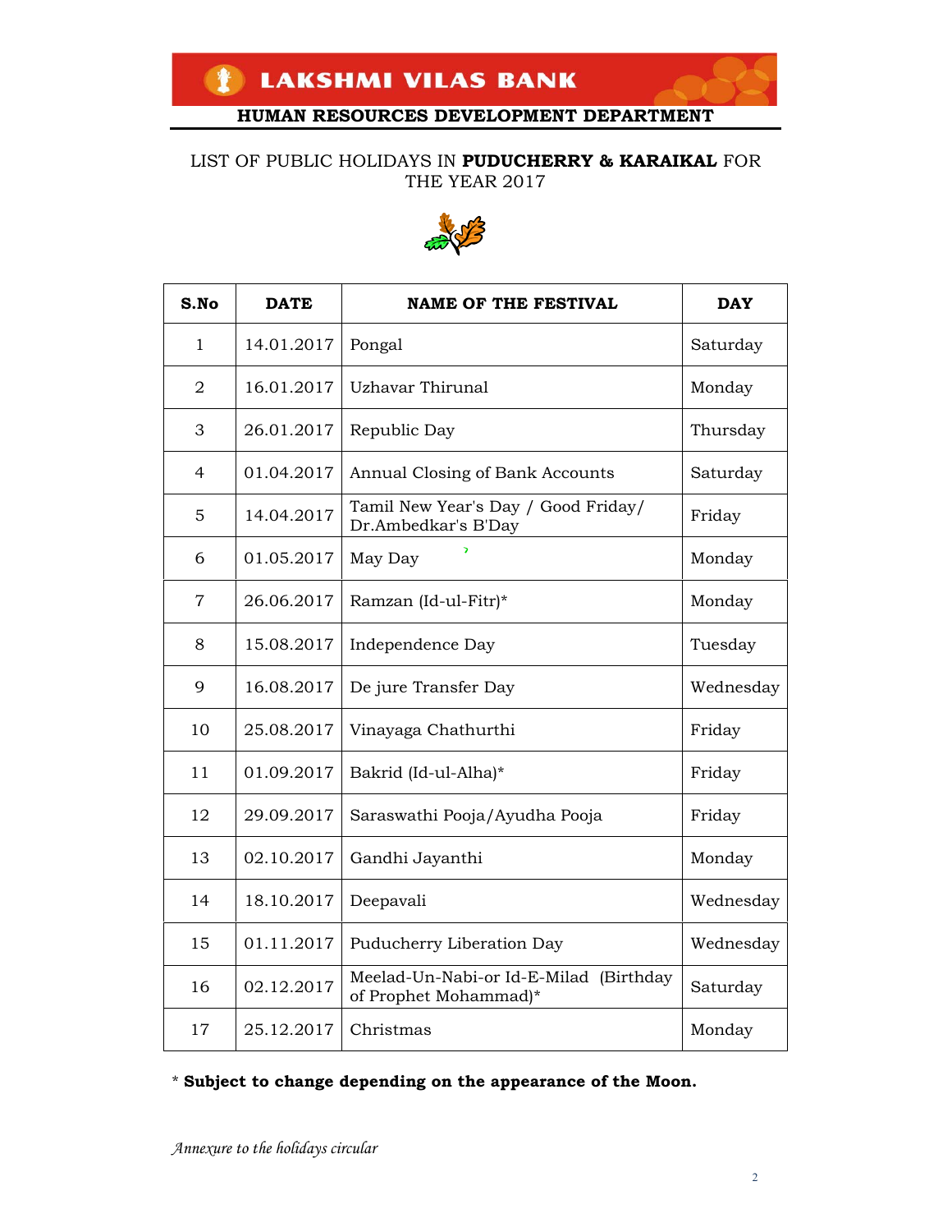LAKSHMI VILAS BANK

**HUMAN RESOURCES DEVELOPMENT DEPARTMENT**

## LIST OF PUBLIC HOLIDAYS IN **PUDUCHERRY & KARAIKAL** FOR THE YEAR 2017

| S.No | DATE | NAME OF THE FESTIVAL | DAY |
|---|---|---|---|
| 1 | 14.01.2017 | Pongal | Saturday |
| 2 | 16.01.2017 | Uzhavar Thirunal | Monday |
| 3 | 26.01.2017 | Republic Day | Thursday |
| 4 | 01.04.2017 | Annual Closing of Bank Accounts | Saturday |
| 5 | 14.04.2017 | Tamil New Year's Day / Good Friday/ Dr.Ambedkar's B'Day | Friday |
| 6 | 01.05.2017 | May Day | Monday |
| 7 | 26.06.2017 | Ramzan (Id-ul-Fitr)* | Monday |
| 8 | 15.08.2017 | Independence Day | Tuesday |
| 9 | 16.08.2017 | De jure Transfer Day | Wednesday |
| 10 | 25.08.2017 | Vinayaga Chathurthi | Friday |
| 11 | 01.09.2017 | Bakrid (Id-ul-Alha)* | Friday |
| 12 | 29.09.2017 | Saraswathi Pooja/Ayudha Pooja | Friday |
| 13 | 02.10.2017 | Gandhi Jayanthi | Monday |
| 14 | 18.10.2017 | Deepavali | Wednesday |
| 15 | 01.11.2017 | Puducherry Liberation Day | Wednesday |
| 16 | 02.12.2017 | Meelad-Un-Nabi-or Id-E-Milad (Birthday of Prophet Mohammad)* | Saturday |
| 17 | 25.12.2017 | Christmas | Monday |

\* **Subject to change depending on the appearance of the Moon.**

*Annexure to the holidays circular*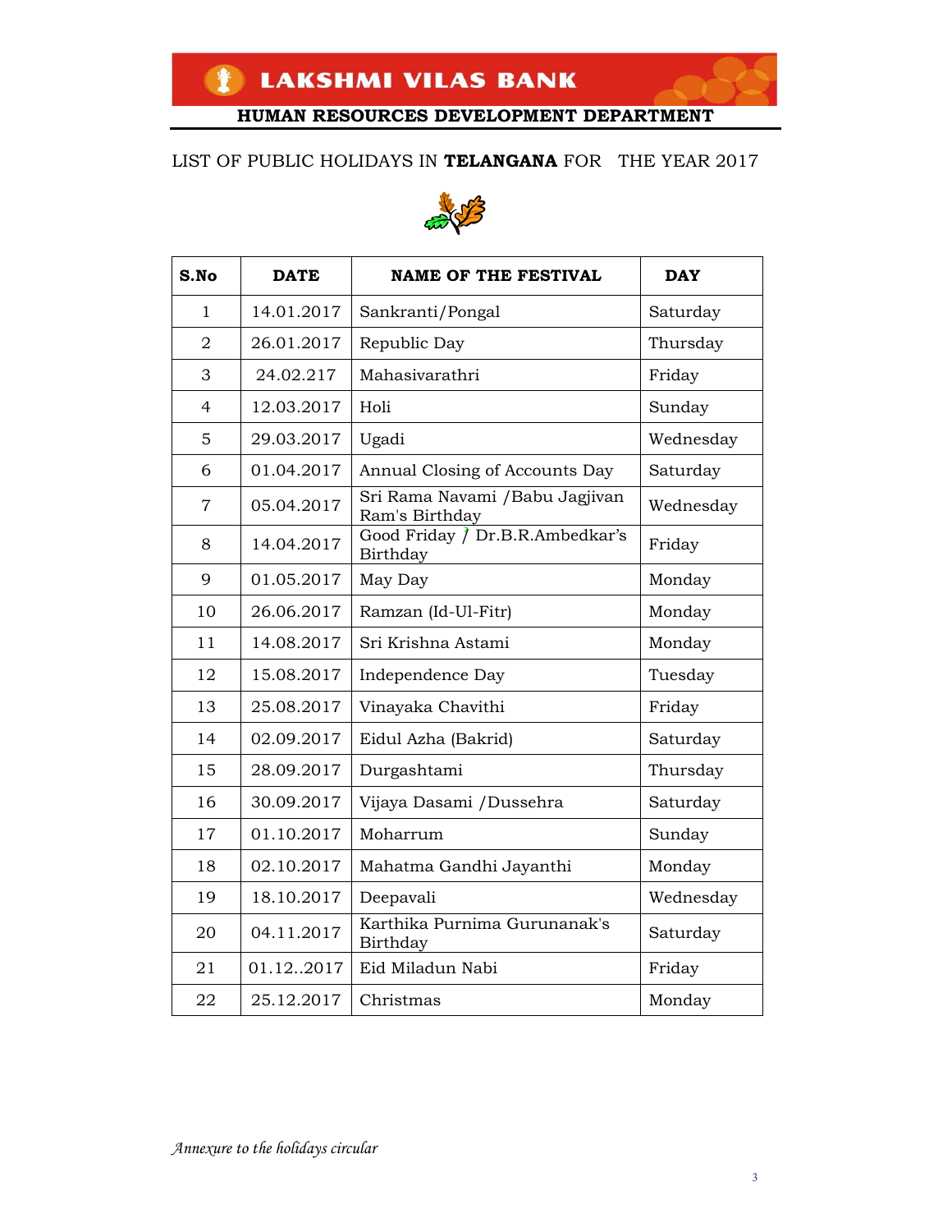LAKSHMI VILAS BANK

**HUMAN RESOURCES DEVELOPMENT DEPARTMENT**

LIST OF PUBLIC HOLIDAYS IN **TELANGANA** FOR THE YEAR 2017

| S.No | DATE | NAME OF THE FESTIVAL | DAY |
|---|---|---|---|
| 1 | 14.01.2017 | Sankranti/Pongal | Saturday |
| 2 | 26.01.2017 | Republic Day | Thursday |
| 3 | 24.02.217 | Mahasivarathri | Friday |
| 4 | 12.03.2017 | Holi | Sunday |
| 5 | 29.03.2017 | Ugadi | Wednesday |
| 6 | 01.04.2017 | Annual Closing of Accounts Day | Saturday |
| 7 | 05.04.2017 | Sri Rama Navami /Babu Jagjivan Ram's Birthday | Wednesday |
| 8 | 14.04.2017 | Good Friday / Dr.B.R.Ambedkar's Birthday | Friday |
| 9 | 01.05.2017 | May Day | Monday |
| 10 | 26.06.2017 | Ramzan (Id-Ul-Fitr) | Monday |
| 11 | 14.08.2017 | Sri Krishna Astami | Monday |
| 12 | 15.08.2017 | Independence Day | Tuesday |
| 13 | 25.08.2017 | Vinayaka Chavithi | Friday |
| 14 | 02.09.2017 | Eidul Azha (Bakrid) | Saturday |
| 15 | 28.09.2017 | Durgashtami | Thursday |
| 16 | 30.09.2017 | Vijaya Dasami /Dussehra | Saturday |
| 17 | 01.10.2017 | Moharrum | Sunday |
| 18 | 02.10.2017 | Mahatma Gandhi Jayanthi | Monday |
| 19 | 18.10.2017 | Deepavali | Wednesday |
| 20 | 04.11.2017 | Karthika Purnima Gurunanak's Birthday | Saturday |
| 21 | 01.12..2017 | Eid Miladun Nabi | Friday |
| 22 | 25.12.2017 | Christmas | Monday |

*Annexure to the holidays circular*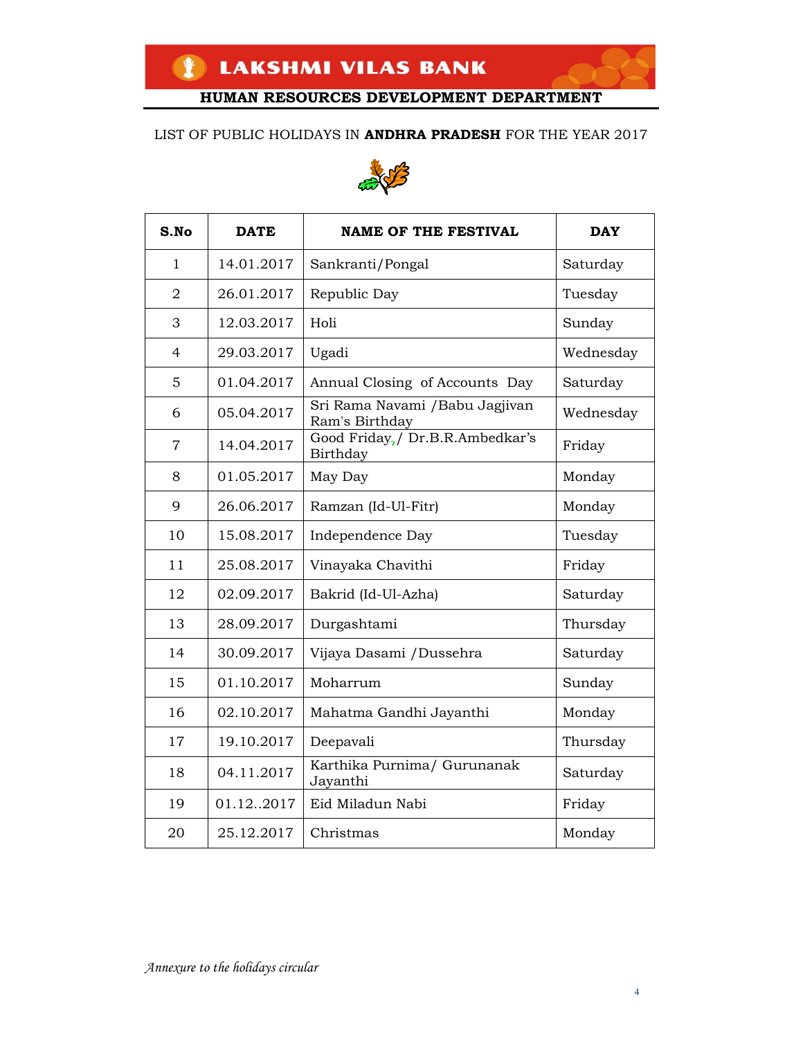# LAKSHMI VILAS BANK

## HUMAN RESOURCES DEVELOPMENT DEPARTMENT

LIST OF PUBLIC HOLIDAYS IN **ANDHRA PRADESH** FOR THE YEAR 2017

| S.No | DATE | NAME OF THE FESTIVAL | DAY |
|---|---|---|---|
| 1 | 14.01.2017 | Sankranti/Pongal | Saturday |
| 2 | 26.01.2017 | Republic Day | Tuesday |
| 3 | 12.03.2017 | Holi | Sunday |
| 4 | 29.03.2017 | Ugadi | Wednesday |
| 5 | 01.04.2017 | Annual Closing of Accounts Day | Saturday |
| 6 | 05.04.2017 | Sri Rama Navami /Babu Jagjivan Ram's Birthday | Wednesday |
| 7 | 14.04.2017 | Good Friday,/ Dr.B.R.Ambedkar's Birthday | Friday |
| 8 | 01.05.2017 | May Day | Monday |
| 9 | 26.06.2017 | Ramzan (Id-Ul-Fitr) | Monday |
| 10 | 15.08.2017 | Independence Day | Tuesday |
| 11 | 25.08.2017 | Vinayaka Chavithi | Friday |
| 12 | 02.09.2017 | Bakrid (Id-Ul-Azha) | Saturday |
| 13 | 28.09.2017 | Durgashtami | Thursday |
| 14 | 30.09.2017 | Vijaya Dasami /Dussehra | Saturday |
| 15 | 01.10.2017 | Moharrum | Sunday |
| 16 | 02.10.2017 | Mahatma Gandhi Jayanthi | Monday |
| 17 | 19.10.2017 | Deepavali | Thursday |
| 18 | 04.11.2017 | Karthika Purnima/ Gurunanak Jayanthi | Saturday |
| 19 | 01.12..2017 | Eid Miladun Nabi | Friday |
| 20 | 25.12.2017 | Christmas | Monday |

*Annexure to the holidays circular*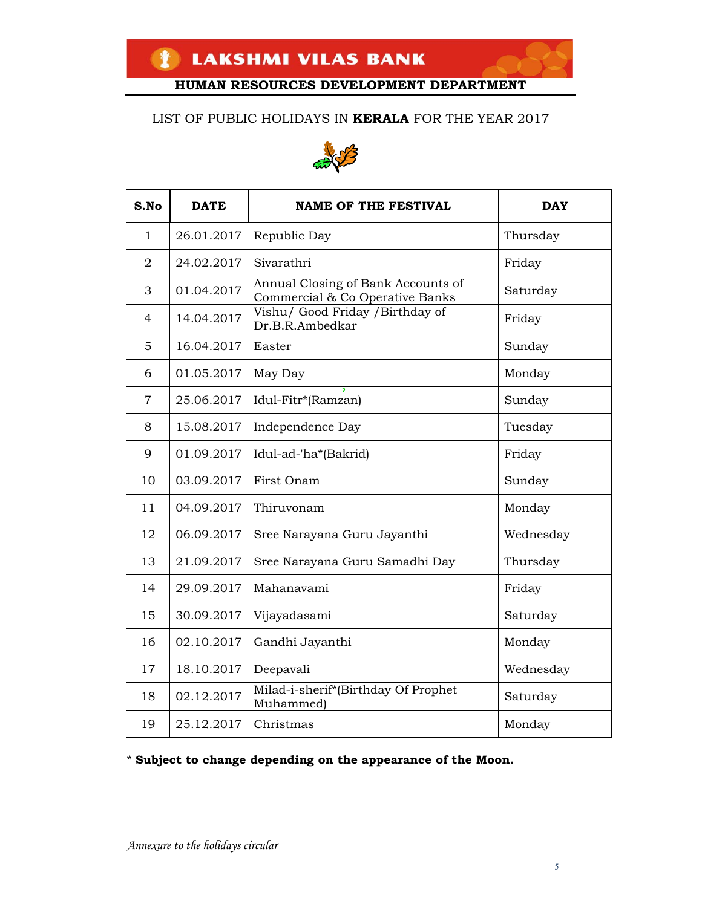# LAKSHMI VILAS BANK

## HUMAN RESOURCES DEVELOPMENT DEPARTMENT

LIST OF PUBLIC HOLIDAYS IN **KERALA** FOR THE YEAR 2017

| S.No | DATE | NAME OF THE FESTIVAL | DAY |
|---|---|---|---|
| 1 | 26.01.2017 | Republic Day | Thursday |
| 2 | 24.02.2017 | Sivarathri | Friday |
| 3 | 01.04.2017 | Annual Closing of Bank Accounts of Commercial & Co Operative Banks | Saturday |
| 4 | 14.04.2017 | Vishu/ Good Friday /Birthday of Dr.B.R.Ambedkar | Friday |
| 5 | 16.04.2017 | Easter | Sunday |
| 6 | 01.05.2017 | May Day | Monday |
| 7 | 25.06.2017 | Idul-Fitr*(Ramzan) | Sunday |
| 8 | 15.08.2017 | Independence Day | Tuesday |
| 9 | 01.09.2017 | Idul-ad-'ha*(Bakrid) | Friday |
| 10 | 03.09.2017 | First Onam | Sunday |
| 11 | 04.09.2017 | Thiruvonam | Monday |
| 12 | 06.09.2017 | Sree Narayana Guru Jayanthi | Wednesday |
| 13 | 21.09.2017 | Sree Narayana Guru Samadhi Day | Thursday |
| 14 | 29.09.2017 | Mahanavami | Friday |
| 15 | 30.09.2017 | Vijayadasami | Saturday |
| 16 | 02.10.2017 | Gandhi Jayanthi | Monday |
| 17 | 18.10.2017 | Deepavali | Wednesday |
| 18 | 02.12.2017 | Milad-i-sherif*(Birthday Of Prophet Muhammed) | Saturday |
| 19 | 25.12.2017 | Christmas | Monday |

\* **Subject to change depending on the appearance of the Moon.**

*Annexure to the holidays circular*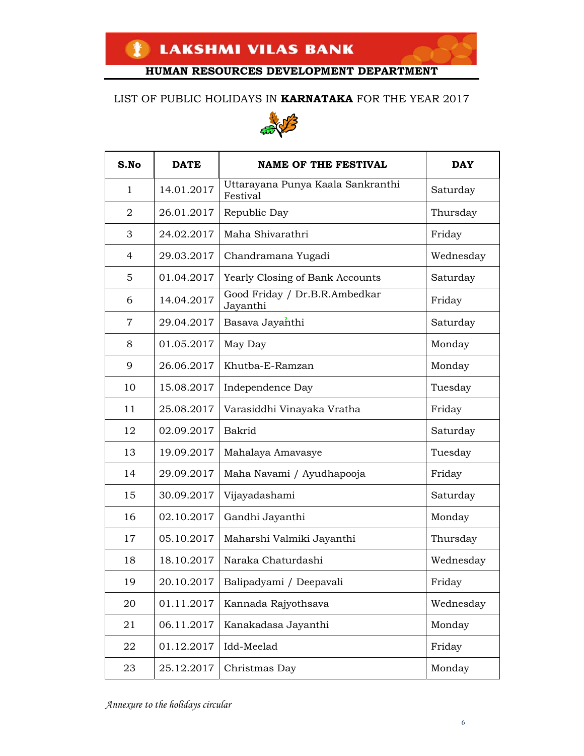# LAKSHMI VILAS BANK

## HUMAN RESOURCES DEVELOPMENT DEPARTMENT

LIST OF PUBLIC HOLIDAYS IN **KARNATAKA** FOR THE YEAR 2017

| S.No | DATE | NAME OF THE FESTIVAL | DAY |
|---|---|---|---|
| 1 | 14.01.2017 | Uttarayana Punya Kaala Sankranthi Festival | Saturday |
| 2 | 26.01.2017 | Republic Day | Thursday |
| 3 | 24.02.2017 | Maha Shivarathri | Friday |
| 4 | 29.03.2017 | Chandramana Yugadi | Wednesday |
| 5 | 01.04.2017 | Yearly Closing of Bank Accounts | Saturday |
| 6 | 14.04.2017 | Good Friday / Dr.B.R.Ambedkar Jayanthi | Friday |
| 7 | 29.04.2017 | Basava Jayanthi | Saturday |
| 8 | 01.05.2017 | May Day | Monday |
| 9 | 26.06.2017 | Khutba-E-Ramzan | Monday |
| 10 | 15.08.2017 | Independence Day | Tuesday |
| 11 | 25.08.2017 | Varasiddhi Vinayaka Vratha | Friday |
| 12 | 02.09.2017 | Bakrid | Saturday |
| 13 | 19.09.2017 | Mahalaya Amavasye | Tuesday |
| 14 | 29.09.2017 | Maha Navami / Ayudhapooja | Friday |
| 15 | 30.09.2017 | Vijayadashami | Saturday |
| 16 | 02.10.2017 | Gandhi Jayanthi | Monday |
| 17 | 05.10.2017 | Maharshi Valmiki Jayanthi | Thursday |
| 18 | 18.10.2017 | Naraka Chaturdashi | Wednesday |
| 19 | 20.10.2017 | Balipadyami / Deepavali | Friday |
| 20 | 01.11.2017 | Kannada Rajyothsava | Wednesday |
| 21 | 06.11.2017 | Kanakadasa Jayanthi | Monday |
| 22 | 01.12.2017 | Idd-Meelad | Friday |
| 23 | 25.12.2017 | Christmas Day | Monday |

*Annexure to the holidays circular*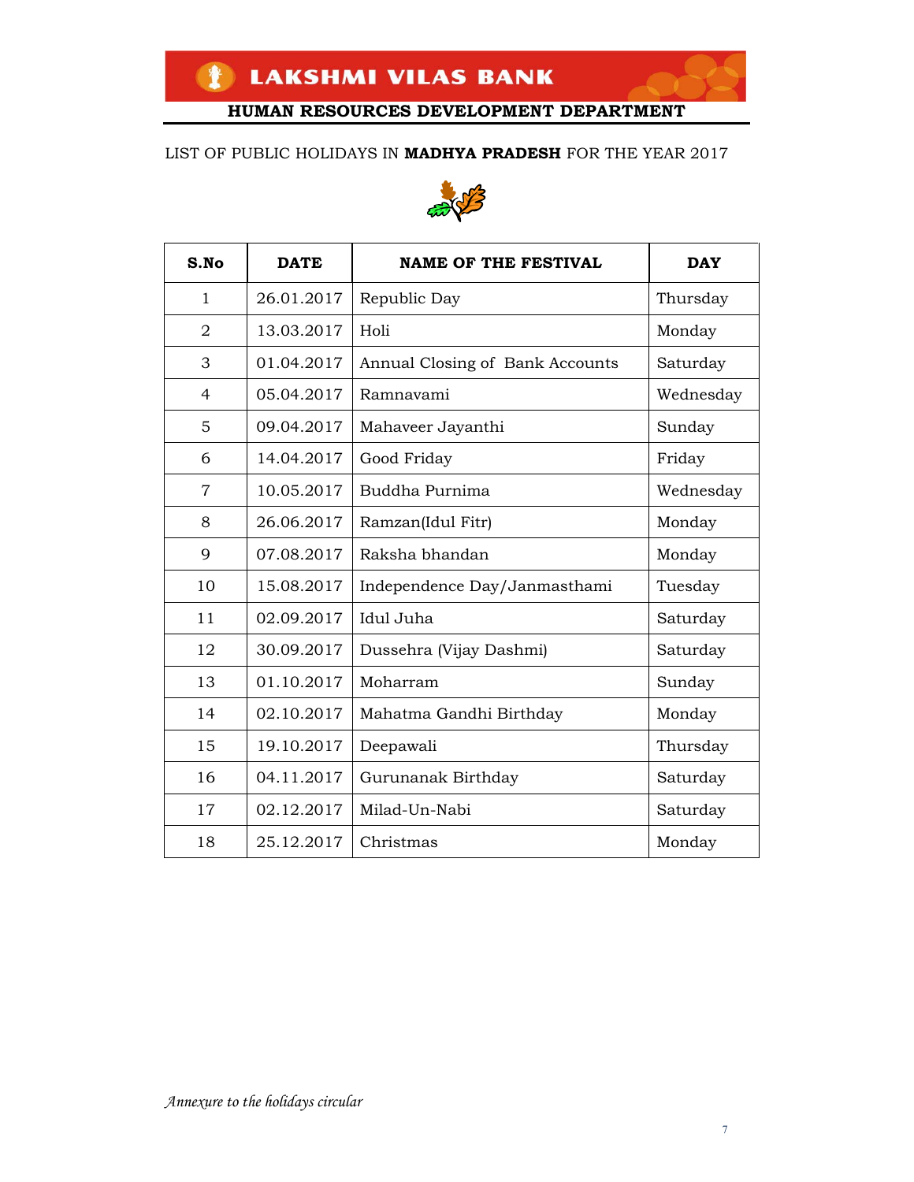# LAKSHMI VILAS BANK

## HUMAN RESOURCES DEVELOPMENT DEPARTMENT

LIST OF PUBLIC HOLIDAYS IN **MADHYA PRADESH** FOR THE YEAR 2017

| S.No | DATE | NAME OF THE FESTIVAL | DAY |
|---|---|---|---|
| 1 | 26.01.2017 | Republic Day | Thursday |
| 2 | 13.03.2017 | Holi | Monday |
| 3 | 01.04.2017 | Annual Closing of Bank Accounts | Saturday |
| 4 | 05.04.2017 | Ramnavami | Wednesday |
| 5 | 09.04.2017 | Mahaveer Jayanthi | Sunday |
| 6 | 14.04.2017 | Good Friday | Friday |
| 7 | 10.05.2017 | Buddha Purnima | Wednesday |
| 8 | 26.06.2017 | Ramzan(Idul Fitr) | Monday |
| 9 | 07.08.2017 | Raksha bhandan | Monday |
| 10 | 15.08.2017 | Independence Day/Janmasthami | Tuesday |
| 11 | 02.09.2017 | Idul Juha | Saturday |
| 12 | 30.09.2017 | Dussehra (Vijay Dashmi) | Saturday |
| 13 | 01.10.2017 | Moharram | Sunday |
| 14 | 02.10.2017 | Mahatma Gandhi Birthday | Monday |
| 15 | 19.10.2017 | Deepawali | Thursday |
| 16 | 04.11.2017 | Gurunanak Birthday | Saturday |
| 17 | 02.12.2017 | Milad-Un-Nabi | Saturday |
| 18 | 25.12.2017 | Christmas | Monday |

*Annexure to the holidays circular*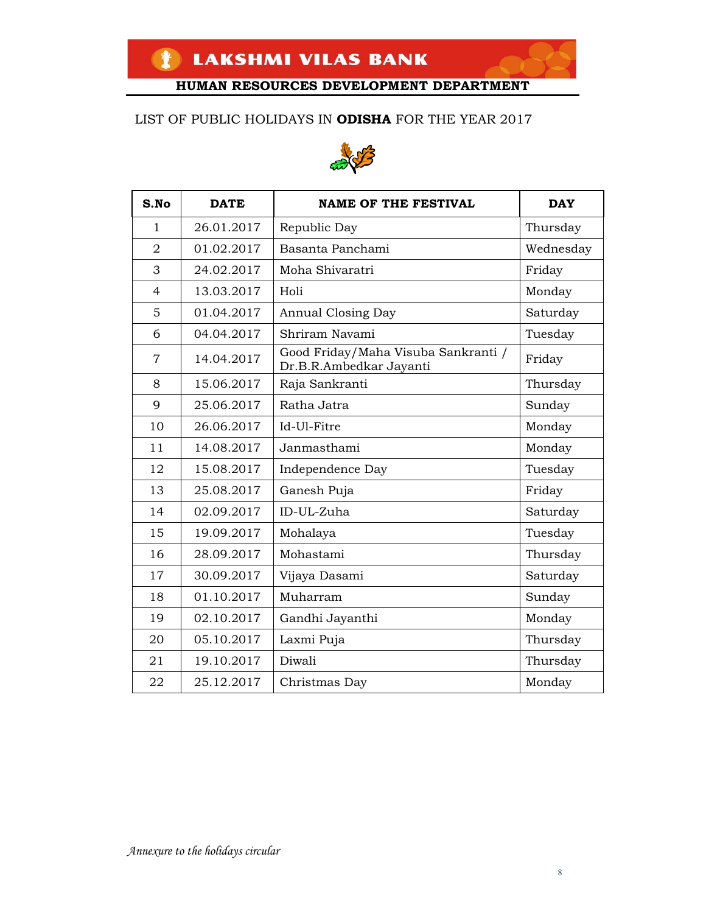**LAKSHMI VILAS BANK**

**HUMAN RESOURCES DEVELOPMENT DEPARTMENT**

LIST OF PUBLIC HOLIDAYS IN **ODISHA** FOR THE YEAR 2017

| S.No | DATE | NAME OF THE FESTIVAL | DAY |
|---|---|---|---|
| 1 | 26.01.2017 | Republic Day | Thursday |
| 2 | 01.02.2017 | Basanta Panchami | Wednesday |
| 3 | 24.02.2017 | Moha Shivaratri | Friday |
| 4 | 13.03.2017 | Holi | Monday |
| 5 | 01.04.2017 | Annual Closing Day | Saturday |
| 6 | 04.04.2017 | Shriram Navami | Tuesday |
| 7 | 14.04.2017 | Good Friday/Maha Visuba Sankranti / Dr.B.R.Ambedkar Jayanti | Friday |
| 8 | 15.06.2017 | Raja Sankranti | Thursday |
| 9 | 25.06.2017 | Ratha Jatra | Sunday |
| 10 | 26.06.2017 | Id-Ul-Fitre | Monday |
| 11 | 14.08.2017 | Janmasthami | Monday |
| 12 | 15.08.2017 | Independence Day | Tuesday |
| 13 | 25.08.2017 | Ganesh Puja | Friday |
| 14 | 02.09.2017 | ID-UL-Zuha | Saturday |
| 15 | 19.09.2017 | Mohalaya | Tuesday |
| 16 | 28.09.2017 | Mohastami | Thursday |
| 17 | 30.09.2017 | Vijaya Dasami | Saturday |
| 18 | 01.10.2017 | Muharram | Sunday |
| 19 | 02.10.2017 | Gandhi Jayanthi | Monday |
| 20 | 05.10.2017 | Laxmi Puja | Thursday |
| 21 | 19.10.2017 | Diwali | Thursday |
| 22 | 25.12.2017 | Christmas Day | Monday |

*Annexure to the holidays circular*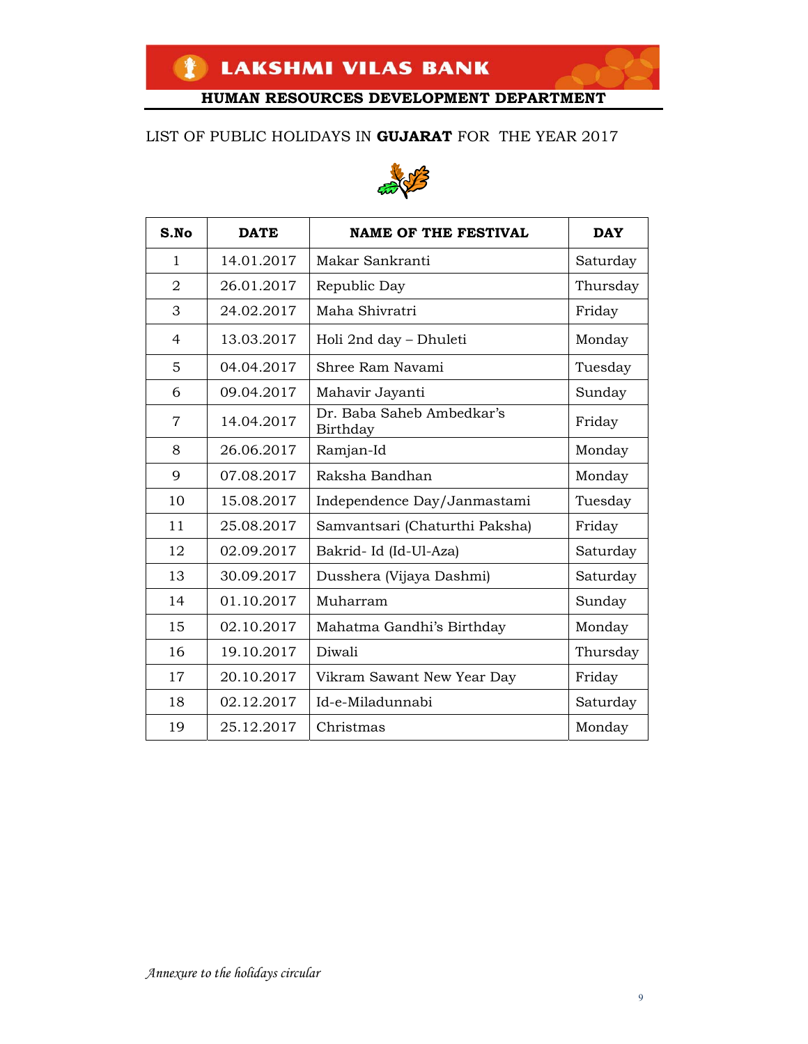# LAKSHMI VILAS BANK

## HUMAN RESOURCES DEVELOPMENT DEPARTMENT

LIST OF PUBLIC HOLIDAYS IN **GUJARAT** FOR THE YEAR 2017

| S.No | DATE | NAME OF THE FESTIVAL | DAY |
|---|---|---|---|
| 1 | 14.01.2017 | Makar Sankranti | Saturday |
| 2 | 26.01.2017 | Republic Day | Thursday |
| 3 | 24.02.2017 | Maha Shivratri | Friday |
| 4 | 13.03.2017 | Holi 2nd day – Dhuleti | Monday |
| 5 | 04.04.2017 | Shree Ram Navami | Tuesday |
| 6 | 09.04.2017 | Mahavir Jayanti | Sunday |
| 7 | 14.04.2017 | Dr. Baba Saheb Ambedkar's Birthday | Friday |
| 8 | 26.06.2017 | Ramjan-Id | Monday |
| 9 | 07.08.2017 | Raksha Bandhan | Monday |
| 10 | 15.08.2017 | Independence Day/Janmastami | Tuesday |
| 11 | 25.08.2017 | Samvantsari (Chaturthi Paksha) | Friday |
| 12 | 02.09.2017 | Bakrid- Id (Id-Ul-Aza) | Saturday |
| 13 | 30.09.2017 | Dusshera (Vijaya Dashmi) | Saturday |
| 14 | 01.10.2017 | Muharram | Sunday |
| 15 | 02.10.2017 | Mahatma Gandhi's Birthday | Monday |
| 16 | 19.10.2017 | Diwali | Thursday |
| 17 | 20.10.2017 | Vikram Sawant New Year Day | Friday |
| 18 | 02.12.2017 | Id-e-Miladunnabi | Saturday |
| 19 | 25.12.2017 | Christmas | Monday |

*Annexure to the holidays circular*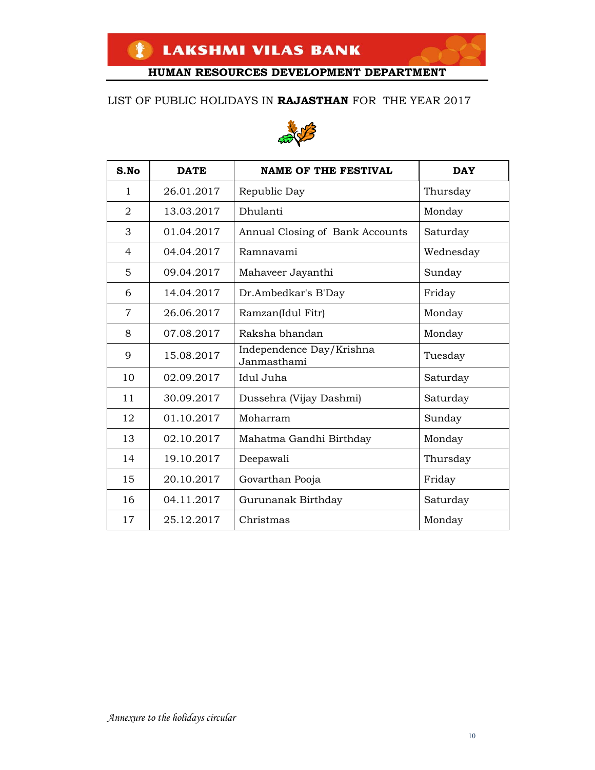# LAKSHMI VILAS BANK

**HUMAN RESOURCES DEVELOPMENT DEPARTMENT**

LIST OF PUBLIC HOLIDAYS IN **RAJASTHAN** FOR THE YEAR 2017

| S.No | DATE | NAME OF THE FESTIVAL | DAY |
|---|---|---|---|
| 1 | 26.01.2017 | Republic Day | Thursday |
| 2 | 13.03.2017 | Dhulanti | Monday |
| 3 | 01.04.2017 | Annual Closing of Bank Accounts | Saturday |
| 4 | 04.04.2017 | Ramnavami | Wednesday |
| 5 | 09.04.2017 | Mahaveer Jayanthi | Sunday |
| 6 | 14.04.2017 | Dr.Ambedkar's B'Day | Friday |
| 7 | 26.06.2017 | Ramzan(Idul Fitr) | Monday |
| 8 | 07.08.2017 | Raksha bhandan | Monday |
| 9 | 15.08.2017 | Independence Day/Krishna Janmasthami | Tuesday |
| 10 | 02.09.2017 | Idul Juha | Saturday |
| 11 | 30.09.2017 | Dussehra (Vijay Dashmi) | Saturday |
| 12 | 01.10.2017 | Moharram | Sunday |
| 13 | 02.10.2017 | Mahatma Gandhi Birthday | Monday |
| 14 | 19.10.2017 | Deepawali | Thursday |
| 15 | 20.10.2017 | Govarthan Pooja | Friday |
| 16 | 04.11.2017 | Gurunanak Birthday | Saturday |
| 17 | 25.12.2017 | Christmas | Monday |

*Annexure to the holidays circular*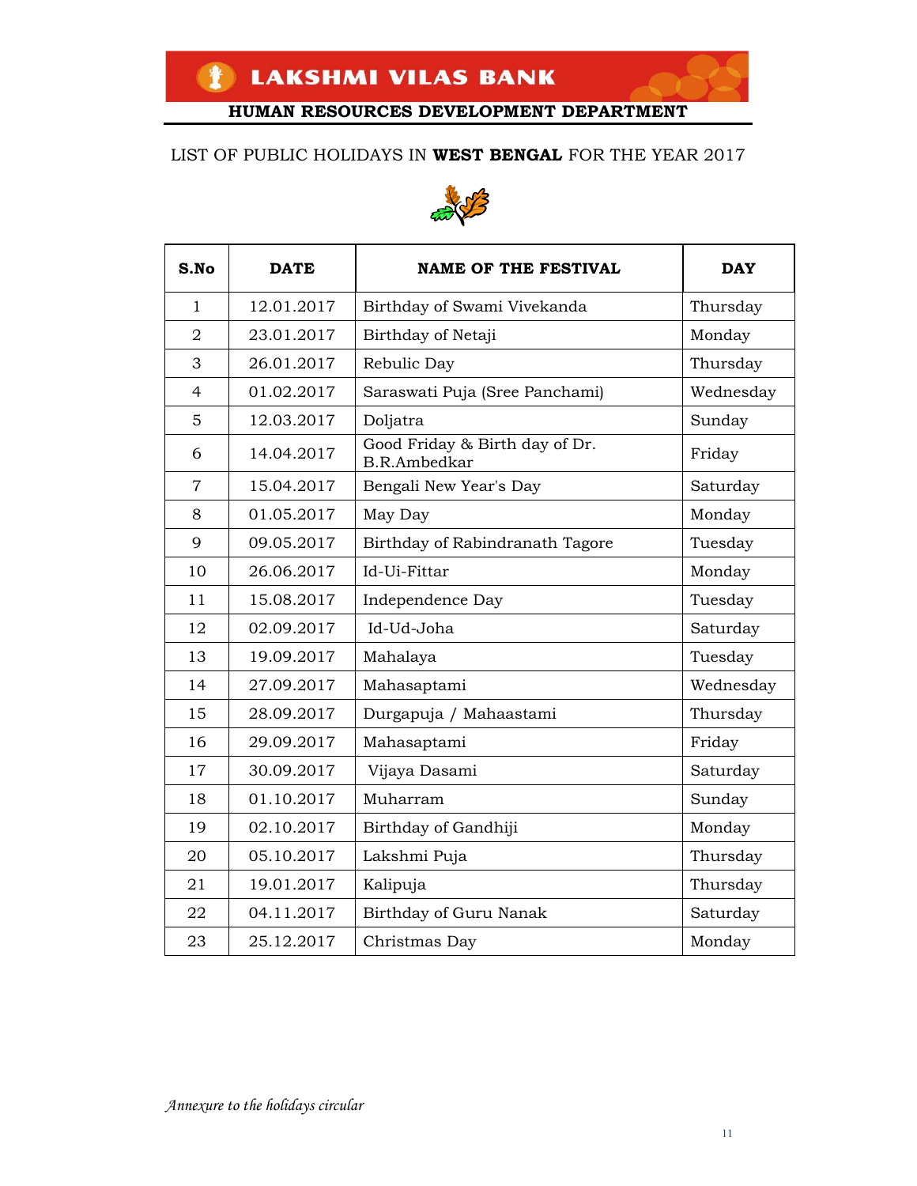# LAKSHMI VILAS BANK

## HUMAN RESOURCES DEVELOPMENT DEPARTMENT

LIST OF PUBLIC HOLIDAYS IN **WEST BENGAL** FOR THE YEAR 2017

| S.No | DATE | NAME OF THE FESTIVAL | DAY |
|---|---|---|---|
| 1 | 12.01.2017 | Birthday of Swami Vivekanda | Thursday |
| 2 | 23.01.2017 | Birthday of Netaji | Monday |
| 3 | 26.01.2017 | Rebulic Day | Thursday |
| 4 | 01.02.2017 | Saraswati Puja (Sree Panchami) | Wednesday |
| 5 | 12.03.2017 | Doljatra | Sunday |
| 6 | 14.04.2017 | Good Friday & Birth day of Dr. B.R.Ambedkar | Friday |
| 7 | 15.04.2017 | Bengali New Year's Day | Saturday |
| 8 | 01.05.2017 | May Day | Monday |
| 9 | 09.05.2017 | Birthday of Rabindranath Tagore | Tuesday |
| 10 | 26.06.2017 | Id-Ui-Fittar | Monday |
| 11 | 15.08.2017 | Independence Day | Tuesday |
| 12 | 02.09.2017 | Id-Ud-Joha | Saturday |
| 13 | 19.09.2017 | Mahalaya | Tuesday |
| 14 | 27.09.2017 | Mahasaptami | Wednesday |
| 15 | 28.09.2017 | Durgapuja / Mahaastami | Thursday |
| 16 | 29.09.2017 | Mahasaptami | Friday |
| 17 | 30.09.2017 | Vijaya Dasami | Saturday |
| 18 | 01.10.2017 | Muharram | Sunday |
| 19 | 02.10.2017 | Birthday of Gandhiji | Monday |
| 20 | 05.10.2017 | Lakshmi Puja | Thursday |
| 21 | 19.01.2017 | Kalipuja | Thursday |
| 22 | 04.11.2017 | Birthday of Guru Nanak | Saturday |
| 23 | 25.12.2017 | Christmas Day | Monday |

*Annexure to the holidays circular*